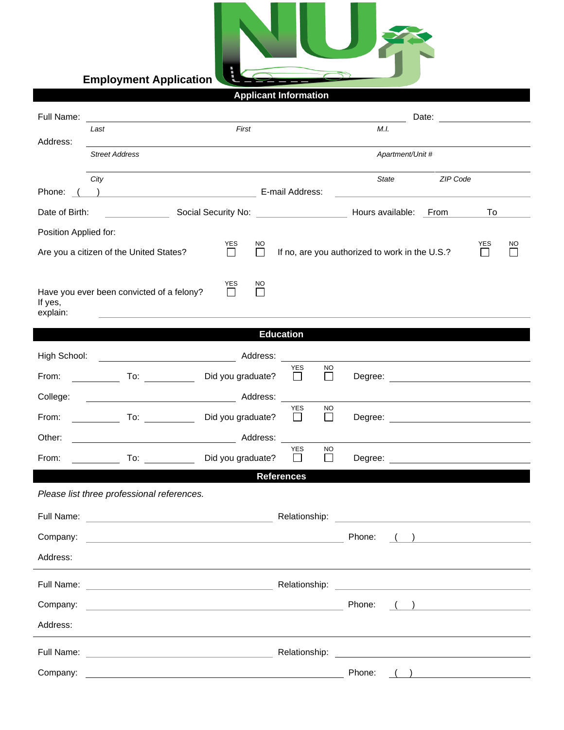# Employment Application

## Applicant Information

Full Name: ______________________________________________ Date: ______________

*Last* *First* *M.I.*

Address: ______________________________________________

*Street Address* *Apartment/Unit #*

______________________________________________

*City* *State* *ZIP Code*

Phone: ( ) ______________ E-mail Address: ______________

Date of Birth: ______________ Social Security No: ______________ Hours available: From ______ To ______

Position Applied for:

Are you a citizen of the United States? YES ☐ NO ☐ If no, are you authorized to work in the U.S.? YES ☐ NO ☐

Have you ever been convicted of a felony? YES ☐ NO ☐

If yes, explain: ______________________________________________

## Education

High School: ______________ Address: ______________

From: ______ To: ______ Did you graduate? YES ☐ NO ☐ Degree: ______________

College: ______________ Address: ______________

From: ______ To: ______ Did you graduate? YES ☐ NO ☐ Degree: ______________

Other: ______________ Address: ______________

From: ______ To: ______ Did you graduate? YES ☐ NO ☐ Degree: ______________

## References

*Please list three professional references.*

Full Name: ______________ Relationship: ______________

Company: ______________ Phone: ( ) ______________

Address: ______________________________________________

Full Name: ______________ Relationship: ______________

Company: ______________ Phone: ( ) ______________

Address: ______________________________________________

Full Name: ______________ Relationship: ______________

Company: ______________ Phone: ( ) ______________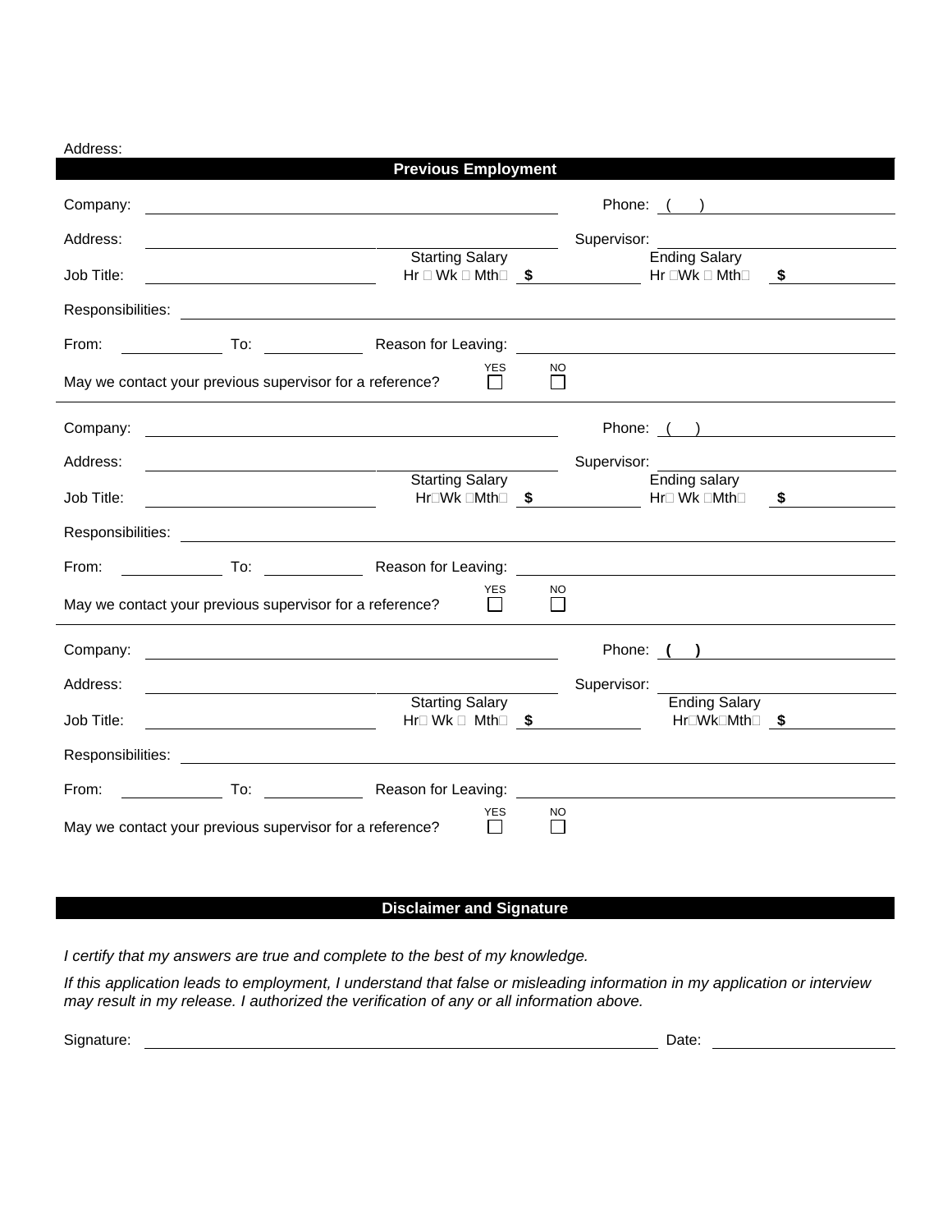Address:

## Previous Employment

Company: ______________________ Phone: ( )

Address: ______________________ Supervisor: ______________________

Job Title: ______________________ Starting Salary Hr □ Wk □ Mth□ $ ________ Ending Salary Hr □Wk □ Mth□ $ ________

Responsibilities: ______________________

From: ________ To: ________ Reason for Leaving: ______________________

May we contact your previous supervisor for a reference? YES □ NO □

---

Company: ______________________ Phone: ( )

Address: ______________________ Supervisor: ______________________

Job Title: ______________________ Starting Salary Hr□Wk □Mth□ $ ________ Ending salary Hr□ Wk □Mth□ $ ________

Responsibilities: ______________________

From: ________ To: ________ Reason for Leaving: ______________________

May we contact your previous supervisor for a reference? YES □ NO □

---

Company: ______________________ Phone: **( )**

Address: ______________________ Supervisor: ______________________

Job Title: ______________________ Starting Salary Hr□ Wk □ Mth□ $ ________ Ending Salary Hr□Wk□Mth□ $ ________

Responsibilities: ______________________

From: ________ To: ________ Reason for Leaving: ______________________

May we contact your previous supervisor for a reference? YES □ NO □

## Disclaimer and Signature

*I certify that my answers are true and complete to the best of my knowledge.*

*If this application leads to employment, I understand that false or misleading information in my application or interview may result in my release. I authorized the verification of any or all information above.*

Signature: ______________________ Date: ______________________